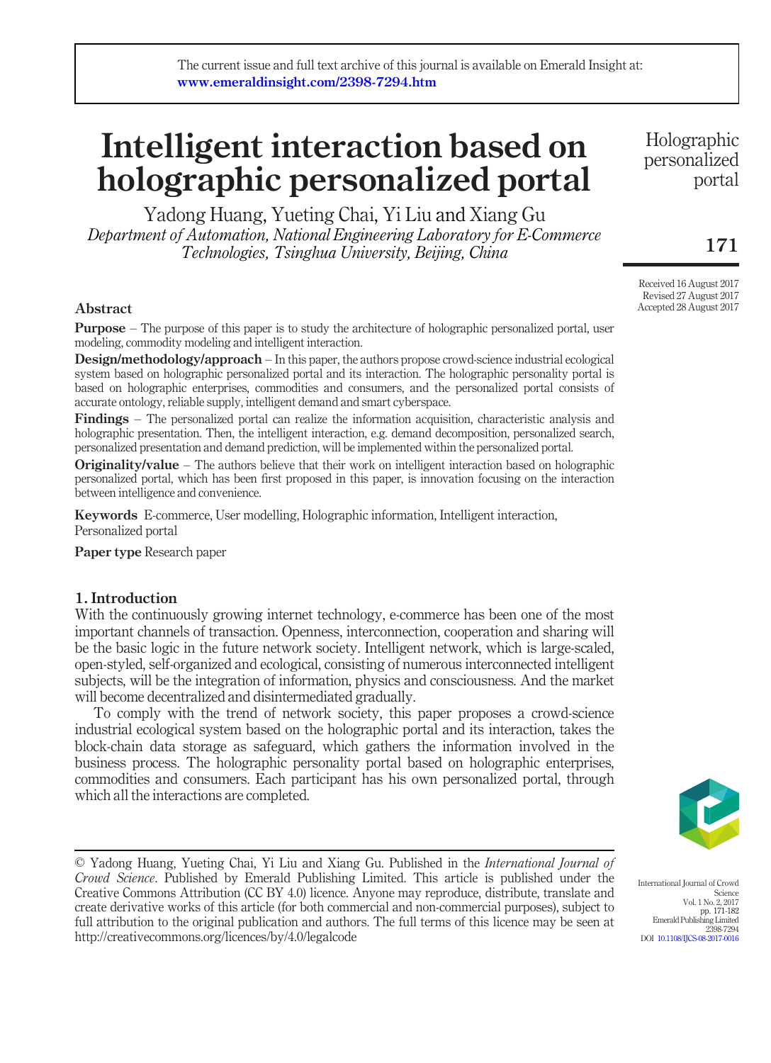The current issue and full text archive of this journal is available on Emerald Insight at: www.emeraldinsight.com/2398-7294.htm

# Intelligent interaction based on holographic personalized portal

Yadong Huang, Yueting Chai, Yi Liu and Xiang Gu

*Department of Automation, National Engineering Laboratory for E-Commerce Technologies, Tsinghua University, Beijing, China*

Received 16 August 2017
Revised 27 August 2017
Accepted 28 August 2017

## Abstract

**Purpose** – The purpose of this paper is to study the architecture of holographic personalized portal, user modeling, commodity modeling and intelligent interaction.

**Design/methodology/approach** – In this paper, the authors propose crowd-science industrial ecological system based on holographic personalized portal and its interaction. The holographic personality portal is based on holographic enterprises, commodities and consumers, and the personalized portal consists of accurate ontology, reliable supply, intelligent demand and smart cyberspace.

**Findings** – The personalized portal can realize the information acquisition, characteristic analysis and holographic presentation. Then, the intelligent interaction, e.g. demand decomposition, personalized search, personalized presentation and demand prediction, will be implemented within the personalized portal.

**Originality/value** – The authors believe that their work on intelligent interaction based on holographic personalized portal, which has been first proposed in this paper, is innovation focusing on the interaction between intelligence and convenience.

**Keywords** E-commerce, User modelling, Holographic information, Intelligent interaction, Personalized portal

**Paper type** Research paper

## 1. Introduction

With the continuously growing internet technology, e-commerce has been one of the most important channels of transaction. Openness, interconnection, cooperation and sharing will be the basic logic in the future network society. Intelligent network, which is large-scaled, open-styled, self-organized and ecological, consisting of numerous interconnected intelligent subjects, will be the integration of information, physics and consciousness. And the market will become decentralized and disintermediated gradually.

To comply with the trend of network society, this paper proposes a crowd-science industrial ecological system based on the holographic portal and its interaction, takes the block-chain data storage as safeguard, which gathers the information involved in the business process. The holographic personality portal based on holographic enterprises, commodities and consumers. Each participant has his own personalized portal, through which all the interactions are completed.

© Yadong Huang, Yueting Chai, Yi Liu and Xiang Gu. Published in the *International Journal of Crowd Science*. Published by Emerald Publishing Limited. This article is published under the Creative Commons Attribution (CC BY 4.0) licence. Anyone may reproduce, distribute, translate and create derivative works of this article (for both commercial and non-commercial purposes), subject to full attribution to the original publication and authors. The full terms of this licence may be seen at http://creativecommons.org/licences/by/4.0/legalcode

DOI 10.1108/IJCS-08-2017-0016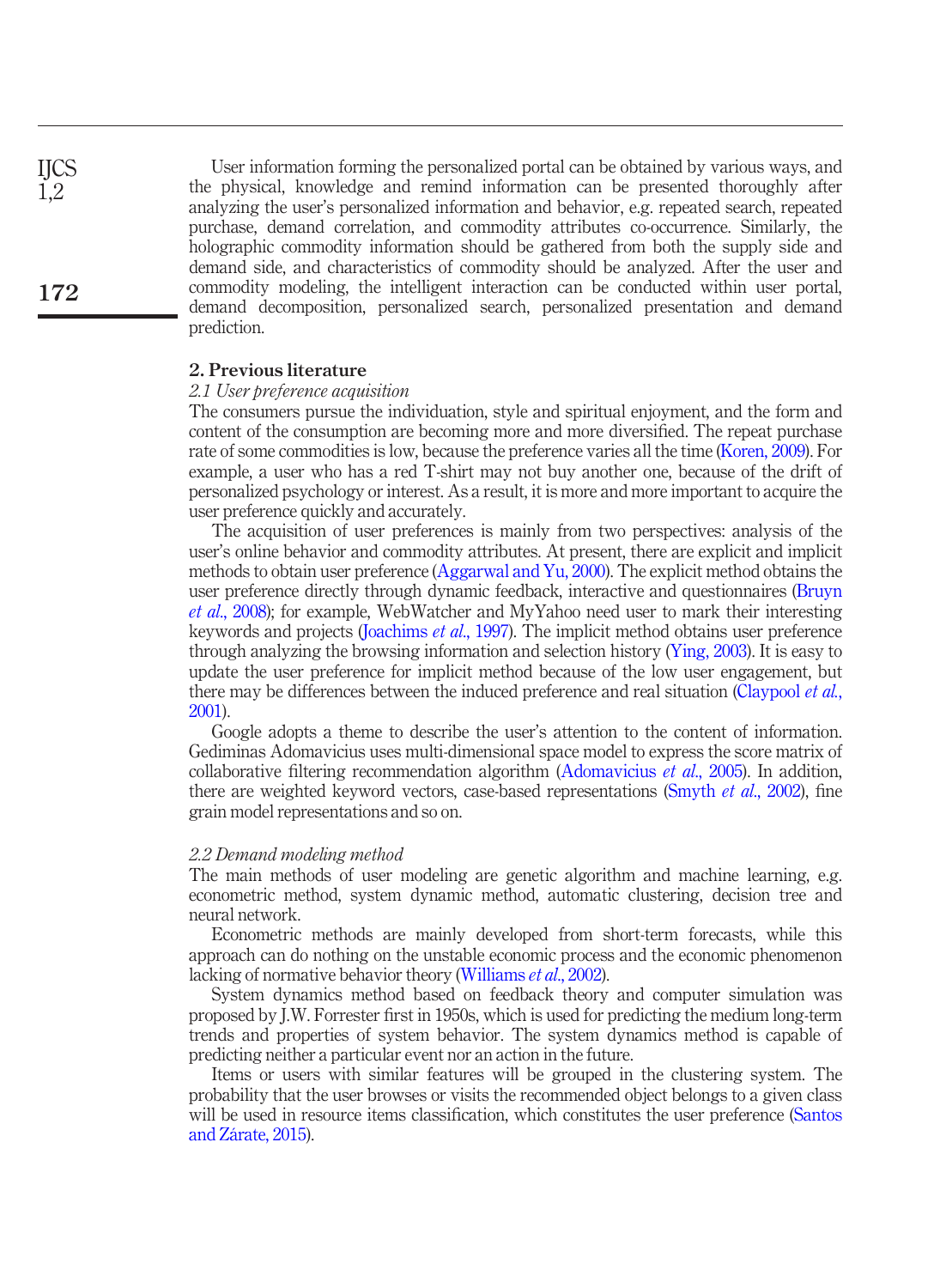User information forming the personalized portal can be obtained by various ways, and the physical, knowledge and remind information can be presented thoroughly after analyzing the user's personalized information and behavior, e.g. repeated search, repeated purchase, demand correlation, and commodity attributes co-occurrence. Similarly, the holographic commodity information should be gathered from both the supply side and demand side, and characteristics of commodity should be analyzed. After the user and commodity modeling, the intelligent interaction can be conducted within user portal, demand decomposition, personalized search, personalized presentation and demand prediction.

## 2. Previous literature

### *2.1 User preference acquisition*

The consumers pursue the individuation, style and spiritual enjoyment, and the form and content of the consumption are becoming more and more diversified. The repeat purchase rate of some commodities is low, because the preference varies all the time (Koren, 2009). For example, a user who has a red T-shirt may not buy another one, because of the drift of personalized psychology or interest. As a result, it is more and more important to acquire the user preference quickly and accurately.

The acquisition of user preferences is mainly from two perspectives: analysis of the user's online behavior and commodity attributes. At present, there are explicit and implicit methods to obtain user preference (Aggarwal and Yu, 2000). The explicit method obtains the user preference directly through dynamic feedback, interactive and questionnaires (Bruyn *et al.*, 2008); for example, WebWatcher and MyYahoo need user to mark their interesting keywords and projects (Joachims *et al.*, 1997). The implicit method obtains user preference through analyzing the browsing information and selection history (Ying, 2003). It is easy to update the user preference for implicit method because of the low user engagement, but there may be differences between the induced preference and real situation (Claypool *et al.*, 2001).

Google adopts a theme to describe the user's attention to the content of information. Gediminas Adomavicius uses multi-dimensional space model to express the score matrix of collaborative filtering recommendation algorithm (Adomavicius *et al.*, 2005). In addition, there are weighted keyword vectors, case-based representations (Smyth *et al.*, 2002), fine grain model representations and so on.

### *2.2 Demand modeling method*

The main methods of user modeling are genetic algorithm and machine learning, e.g. econometric method, system dynamic method, automatic clustering, decision tree and neural network.

Econometric methods are mainly developed from short-term forecasts, while this approach can do nothing on the unstable economic process and the economic phenomenon lacking of normative behavior theory (Williams *et al.*, 2002).

System dynamics method based on feedback theory and computer simulation was proposed by J.W. Forrester first in 1950s, which is used for predicting the medium long-term trends and properties of system behavior. The system dynamics method is capable of predicting neither a particular event nor an action in the future.

Items or users with similar features will be grouped in the clustering system. The probability that the user browses or visits the recommended object belongs to a given class will be used in resource items classification, which constitutes the user preference (Santos and Zárate, 2015).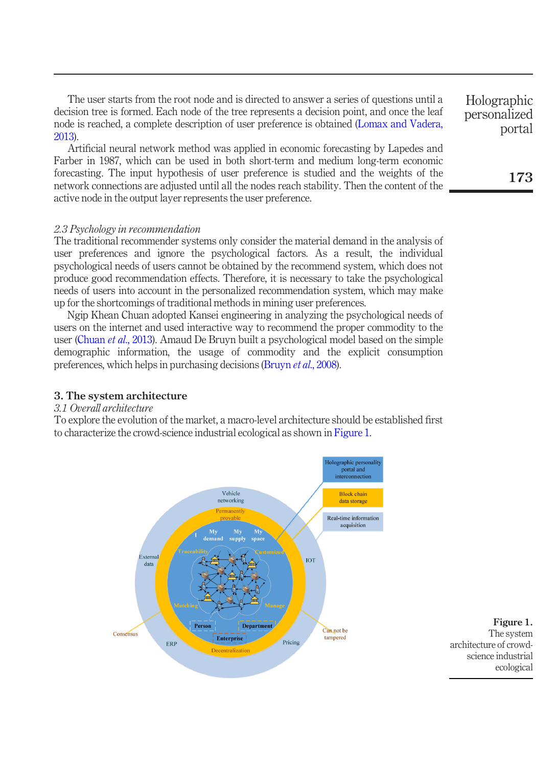The user starts from the root node and is directed to answer a series of questions until a decision tree is formed. Each node of the tree represents a decision point, and once the leaf node is reached, a complete description of user preference is obtained (Lomax and Vadera, 2013).

Artificial neural network method was applied in economic forecasting by Lapedes and Farber in 1987, which can be used in both short-term and medium long-term economic forecasting. The input hypothesis of user preference is studied and the weights of the network connections are adjusted until all the nodes reach stability. Then the content of the active node in the output layer represents the user preference.

### *2.3 Psychology in recommendation*

The traditional recommender systems only consider the material demand in the analysis of user preferences and ignore the psychological factors. As a result, the individual psychological needs of users cannot be obtained by the recommend system, which does not produce good recommendation effects. Therefore, it is necessary to take the psychological needs of users into account in the personalized recommendation system, which may make up for the shortcomings of traditional methods in mining user preferences.

Ngip Khean Chuan adopted Kansei engineering in analyzing the psychological needs of users on the internet and used interactive way to recommend the proper commodity to the user (Chuan *et al.*, 2013). Amaud De Bruyn built a psychological model based on the simple demographic information, the usage of commodity and the explicit consumption preferences, which helps in purchasing decisions (Bruyn *et al.*, 2008).

## 3. The system architecture

### *3.1 Overall architecture*

To explore the evolution of the market, a macro-level architecture should be established first to characterize the crowd-science industrial ecological as shown in Figure 1.

**Figure 1.** The system architecture of crowd-science industrial ecological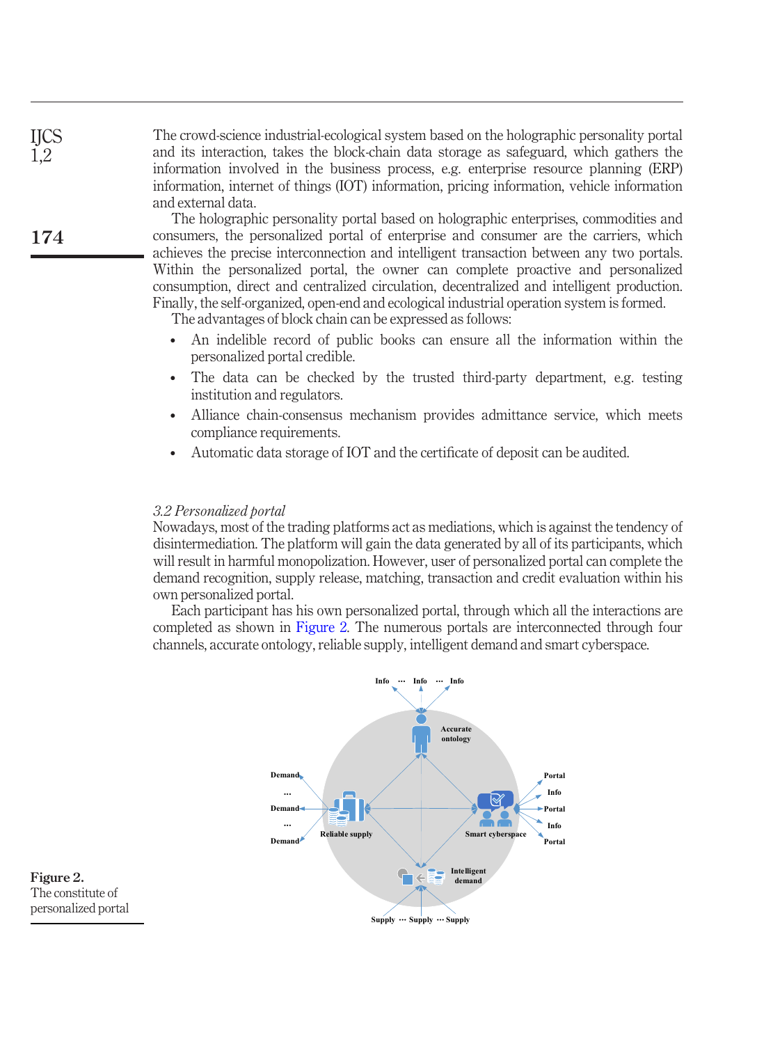The crowd-science industrial-ecological system based on the holographic personality portal and its interaction, takes the block-chain data storage as safeguard, which gathers the information involved in the business process, e.g. enterprise resource planning (ERP) information, internet of things (IOT) information, pricing information, vehicle information and external data.

The holographic personality portal based on holographic enterprises, commodities and consumers, the personalized portal of enterprise and consumer are the carriers, which achieves the precise interconnection and intelligent transaction between any two portals. Within the personalized portal, the owner can complete proactive and personalized consumption, direct and centralized circulation, decentralized and intelligent production. Finally, the self-organized, open-end and ecological industrial operation system is formed.

The advantages of block chain can be expressed as follows:

- An indelible record of public books can ensure all the information within the personalized portal credible.
- The data can be checked by the trusted third-party department, e.g. testing institution and regulators.
- Alliance chain-consensus mechanism provides admittance service, which meets compliance requirements.
- Automatic data storage of IOT and the certificate of deposit can be audited.

### *3.2 Personalized portal*

Nowadays, most of the trading platforms act as mediations, which is against the tendency of disintermediation. The platform will gain the data generated by all of its participants, which will result in harmful monopolization. However, user of personalized portal can complete the demand recognition, supply release, matching, transaction and credit evaluation within his own personalized portal.

Each participant has his own personalized portal, through which all the interactions are completed as shown in Figure 2. The numerous portals are interconnected through four channels, accurate ontology, reliable supply, intelligent demand and smart cyberspace.

Info ··· Info ··· Info

Accurate ontology

Demand ... Demand ... Demand

Reliable supply

Smart cyberspace

Portal Info Portal Info Portal

Intelligent demand

Supply ··· Supply ··· Supply

**Figure 2.**
The constitute of personalized portal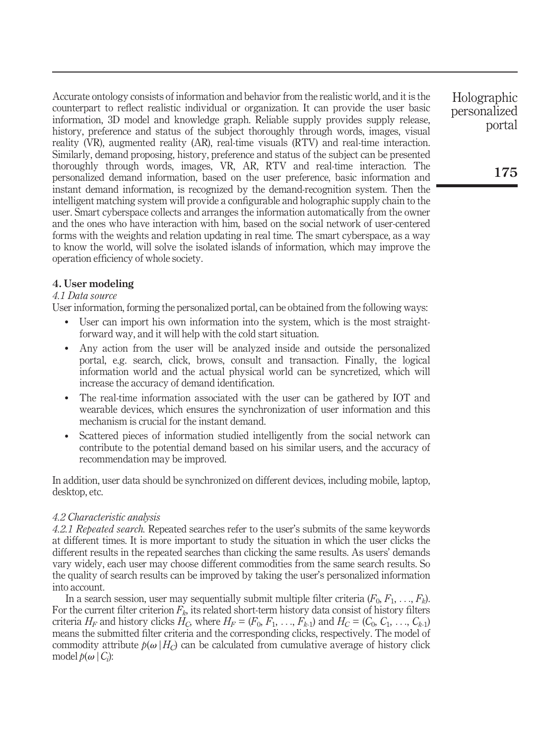Accurate ontology consists of information and behavior from the realistic world, and it is the counterpart to reflect realistic individual or organization. It can provide the user basic information, 3D model and knowledge graph. Reliable supply provides supply release, history, preference and status of the subject thoroughly through words, images, visual reality (VR), augmented reality (AR), real-time visuals (RTV) and real-time interaction. Similarly, demand proposing, history, preference and status of the subject can be presented thoroughly through words, images, VR, AR, RTV and real-time interaction. The personalized demand information, based on the user preference, basic information and instant demand information, is recognized by the demand-recognition system. Then the intelligent matching system will provide a configurable and holographic supply chain to the user. Smart cyberspace collects and arranges the information automatically from the owner and the ones who have interaction with him, based on the social network of user-centered forms with the weights and relation updating in real time. The smart cyberspace, as a way to know the world, will solve the isolated islands of information, which may improve the operation efficiency of whole society.

## 4. User modeling

### *4.1 Data source*

User information, forming the personalized portal, can be obtained from the following ways:

- User can import his own information into the system, which is the most straightforward way, and it will help with the cold start situation.
- Any action from the user will be analyzed inside and outside the personalized portal, e.g. search, click, brows, consult and transaction. Finally, the logical information world and the actual physical world can be syncretized, which will increase the accuracy of demand identification.
- The real-time information associated with the user can be gathered by IOT and wearable devices, which ensures the synchronization of user information and this mechanism is crucial for the instant demand.
- Scattered pieces of information studied intelligently from the social network can contribute to the potential demand based on his similar users, and the accuracy of recommendation may be improved.

In addition, user data should be synchronized on different devices, including mobile, laptop, desktop, etc.

### *4.2 Characteristic analysis*

*4.2.1 Repeated search.* Repeated searches refer to the user's submits of the same keywords at different times. It is more important to study the situation in which the user clicks the different results in the repeated searches than clicking the same results. As users' demands vary widely, each user may choose different commodities from the same search results. So the quality of search results can be improved by taking the user's personalized information into account.

In a search session, user may sequentially submit multiple filter criteria ($F_0, F_1, \ldots, F_k$). For the current filter criterion $F_k$, its related short-term history data consist of history filters criteria $H_F$ and history clicks $H_C$, where $H_F = (F_0, F_1, \ldots, F_{k\text{-}1})$ and $H_C = (C_0, C_1, \ldots, C_{k\text{-}1})$ means the submitted filter criteria and the corresponding clicks, respectively. The model of commodity attribute $p(\omega \mid H_C)$ can be calculated from cumulative average of history click model $p(\omega \mid C_i)$: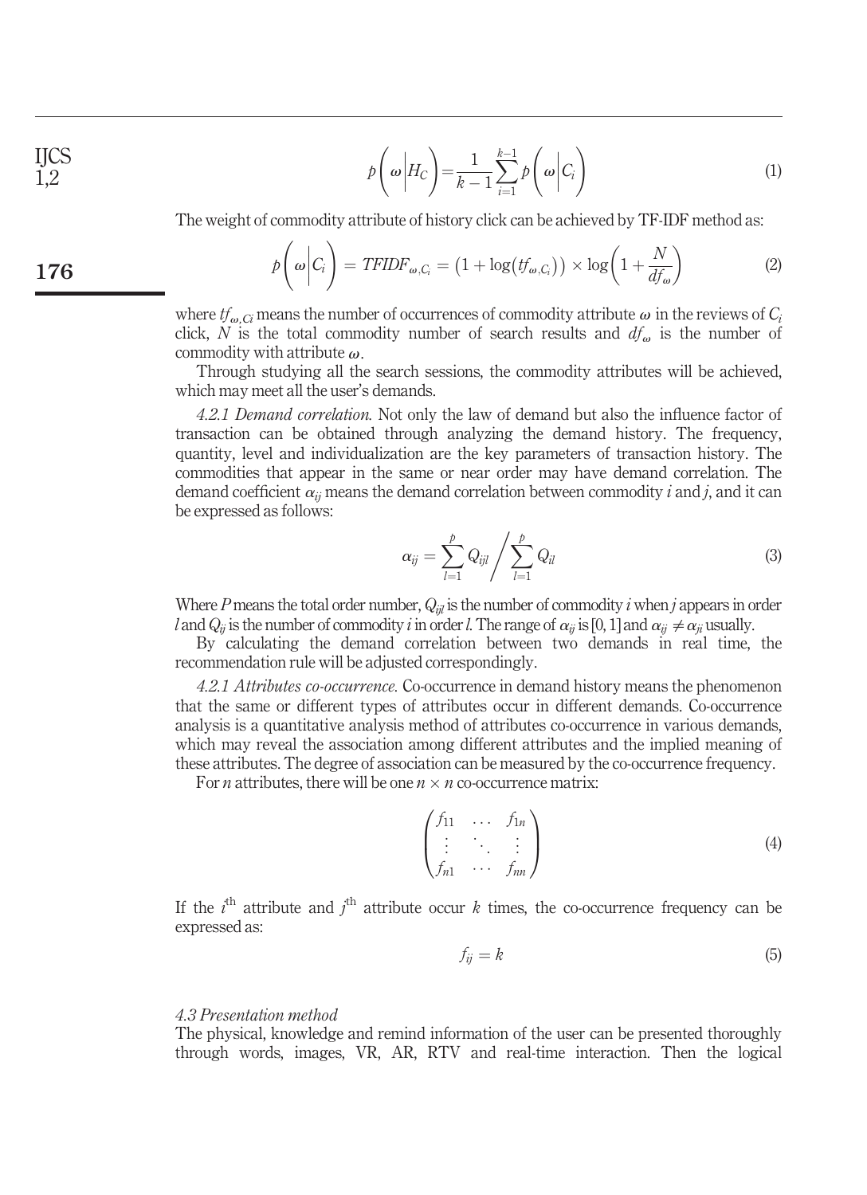$$p\left(\omega\middle|H_C\right)=\frac{1}{k-1}\sum_{i=1}^{k-1}p\left(\omega\middle|C_i\right) \tag{1}$$

The weight of commodity attribute of history click can be achieved by TF-IDF method as:

$$p\left(\omega\middle|C_i\right)=TFIDF_{\omega,C_i}=\left(1+\log\left(tf_{\omega,C_i}\right)\right)\times\log\left(1+\frac{N}{df_\omega}\right) \tag{2}$$

where $tf_{\omega,Ci}$ means the number of occurrences of commodity attribute $\omega$ in the reviews of $C_i$ click, $N$ is the total commodity number of search results and $df_\omega$ is the number of commodity with attribute $\omega$.

Through studying all the search sessions, the commodity attributes will be achieved, which may meet all the user's demands.

*4.2.1 Demand correlation.* Not only the law of demand but also the influence factor of transaction can be obtained through analyzing the demand history. The frequency, quantity, level and individualization are the key parameters of transaction history. The commodities that appear in the same or near order may have demand correlation. The demand coefficient $\alpha_{ij}$ means the demand correlation between commodity $i$ and $j$, and it can be expressed as follows:

$$\alpha_{ij}=\sum_{l=1}^{p}Q_{ijl}\Bigg/\sum_{l=1}^{p}Q_{il} \tag{3}$$

Where $P$ means the total order number, $Q_{ijl}$ is the number of commodity $i$ when $j$ appears in order $l$ and $Q_{ij}$ is the number of commodity $i$ in order $l$. The range of $\alpha_{ij}$ is [0, 1] and $\alpha_{ij}\neq\alpha_{ji}$ usually.

By calculating the demand correlation between two demands in real time, the recommendation rule will be adjusted correspondingly.

*4.2.1 Attributes co-occurrence.* Co-occurrence in demand history means the phenomenon that the same or different types of attributes occur in different demands. Co-occurrence analysis is a quantitative analysis method of attributes co-occurrence in various demands, which may reveal the association among different attributes and the implied meaning of these attributes. The degree of association can be measured by the co-occurrence frequency.

For $n$ attributes, there will be one $n\times n$ co-occurrence matrix:

$$\begin{pmatrix} f_{11} & \cdots & f_{1n} \\ \vdots & \ddots & \vdots \\ f_{n1} & \cdots & f_{nn} \end{pmatrix} \tag{4}$$

If the $i^{\text{th}}$ attribute and $j^{\text{th}}$ attribute occur $k$ times, the co-occurrence frequency can be expressed as:

$$f_{ij}=k \tag{5}$$

### *4.3 Presentation method*

The physical, knowledge and remind information of the user can be presented thoroughly through words, images, VR, AR, RTV and real-time interaction. Then the logical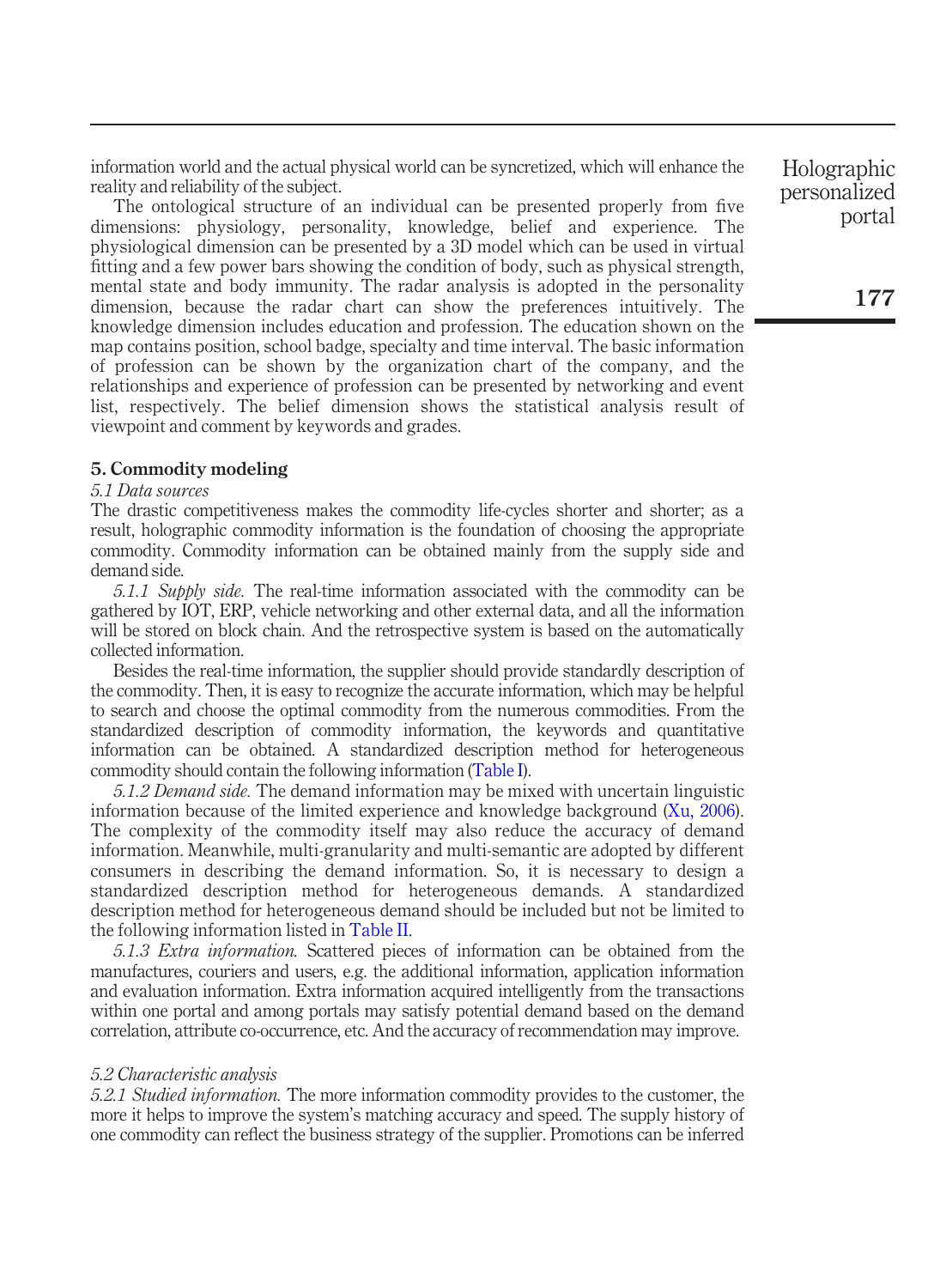information world and the actual physical world can be syncretized, which will enhance the reality and reliability of the subject.

The ontological structure of an individual can be presented properly from five dimensions: physiology, personality, knowledge, belief and experience. The physiological dimension can be presented by a 3D model which can be used in virtual fitting and a few power bars showing the condition of body, such as physical strength, mental state and body immunity. The radar analysis is adopted in the personality dimension, because the radar chart can show the preferences intuitively. The knowledge dimension includes education and profession. The education shown on the map contains position, school badge, specialty and time interval. The basic information of profession can be shown by the organization chart of the company, and the relationships and experience of profession can be presented by networking and event list, respectively. The belief dimension shows the statistical analysis result of viewpoint and comment by keywords and grades.

## 5. Commodity modeling

### *5.1 Data sources*

The drastic competitiveness makes the commodity life-cycles shorter and shorter; as a result, holographic commodity information is the foundation of choosing the appropriate commodity. Commodity information can be obtained mainly from the supply side and demand side.

*5.1.1 Supply side.* The real-time information associated with the commodity can be gathered by IOT, ERP, vehicle networking and other external data, and all the information will be stored on block chain. And the retrospective system is based on the automatically collected information.

Besides the real-time information, the supplier should provide standardly description of the commodity. Then, it is easy to recognize the accurate information, which may be helpful to search and choose the optimal commodity from the numerous commodities. From the standardized description of commodity information, the keywords and quantitative information can be obtained. A standardized description method for heterogeneous commodity should contain the following information (Table I).

*5.1.2 Demand side.* The demand information may be mixed with uncertain linguistic information because of the limited experience and knowledge background (Xu, 2006). The complexity of the commodity itself may also reduce the accuracy of demand information. Meanwhile, multi-granularity and multi-semantic are adopted by different consumers in describing the demand information. So, it is necessary to design a standardized description method for heterogeneous demands. A standardized description method for heterogeneous demand should be included but not be limited to the following information listed in Table II.

*5.1.3 Extra information.* Scattered pieces of information can be obtained from the manufactures, couriers and users, e.g. the additional information, application information and evaluation information. Extra information acquired intelligently from the transactions within one portal and among portals may satisfy potential demand based on the demand correlation, attribute co-occurrence, etc. And the accuracy of recommendation may improve.

### *5.2 Characteristic analysis*

*5.2.1 Studied information.* The more information commodity provides to the customer, the more it helps to improve the system's matching accuracy and speed. The supply history of one commodity can reflect the business strategy of the supplier. Promotions can be inferred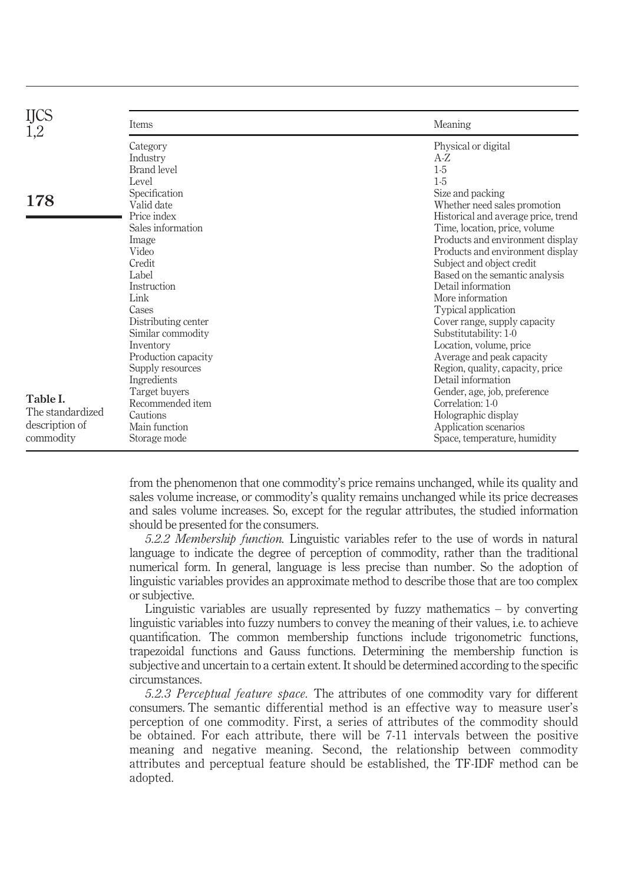Table I. The standardized description of commodity

| Items | Meaning |
|---|---|
| Category | Physical or digital |
| Industry | A-Z |
| Brand level | 1-5 |
| Level | 1-5 |
| Specification | Size and packing |
| Valid date | Whether need sales promotion |
| Price index | Historical and average price, trend |
| Sales information | Time, location, price, volume |
| Image | Products and environment display |
| Video | Products and environment display |
| Credit | Subject and object credit |
| Label | Based on the semantic analysis |
| Instruction | Detail information |
| Link | More information |
| Cases | Typical application |
| Distributing center | Cover range, supply capacity |
| Similar commodity | Substitutability: 1-0 |
| Inventory | Location, volume, price |
| Production capacity | Average and peak capacity |
| Supply resources | Region, quality, capacity, price |
| Ingredients | Detail information |
| Target buyers | Gender, age, job, preference |
| Recommended item | Correlation: 1-0 |
| Cautions | Holographic display |
| Main function | Application scenarios |
| Storage mode | Space, temperature, humidity |

from the phenomenon that one commodity's price remains unchanged, while its quality and sales volume increase, or commodity's quality remains unchanged while its price decreases and sales volume increases. So, except for the regular attributes, the studied information should be presented for the consumers.

*5.2.2 Membership function.* Linguistic variables refer to the use of words in natural language to indicate the degree of perception of commodity, rather than the traditional numerical form. In general, language is less precise than number. So the adoption of linguistic variables provides an approximate method to describe those that are too complex or subjective.

Linguistic variables are usually represented by fuzzy mathematics – by converting linguistic variables into fuzzy numbers to convey the meaning of their values, i.e. to achieve quantification. The common membership functions include trigonometric functions, trapezoidal functions and Gauss functions. Determining the membership function is subjective and uncertain to a certain extent. It should be determined according to the specific circumstances.

*5.2.3 Perceptual feature space.* The attributes of one commodity vary for different consumers. The semantic differential method is an effective way to measure user's perception of one commodity. First, a series of attributes of the commodity should be obtained. For each attribute, there will be 7-11 intervals between the positive meaning and negative meaning. Second, the relationship between commodity attributes and perceptual feature should be established, the TF-IDF method can be adopted.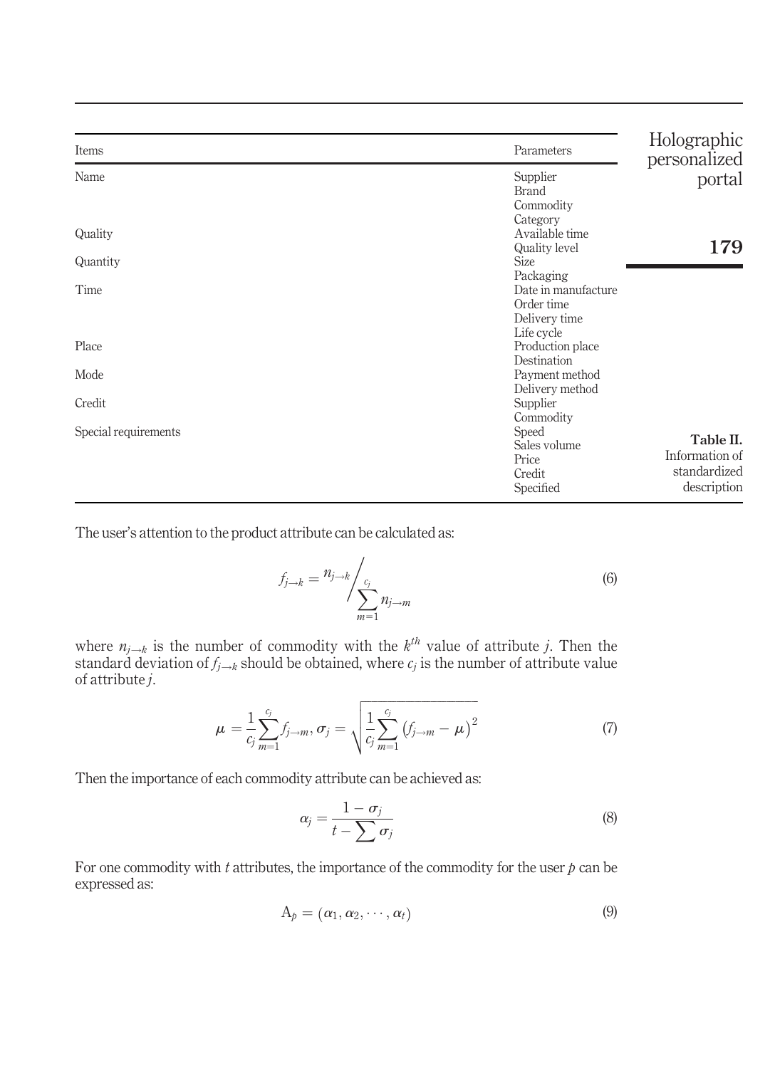| Items | Parameters |
| --- | --- |
| Name | Supplier |
| | Brand |
| | Commodity |
| | Category |
| Quality | Available time |
| | Quality level |
| Quantity | Size |
| | Packaging |
| Time | Date in manufacture |
| | Order time |
| | Delivery time |
| | Life cycle |
| Place | Production place |
| | Destination |
| Mode | Payment method |
| | Delivery method |
| Credit | Supplier |
| | Commodity |
| Special requirements | Speed |
| | Sales volume |
| | Price |
| | Credit |
| | Specified |

**Table II.** Information of standardized description

The user's attention to the product attribute can be calculated as:

$$f_{j\to k} = n_{j\to k} \Big/ \sum_{m=1}^{c_j} n_{j\to m} \tag{6}$$

where $n_{j\to k}$ is the number of commodity with the $k^{th}$ value of attribute $j$. Then the standard deviation of $f_{j\to k}$ should be obtained, where $c_j$ is the number of attribute value of attribute $j$.

$$\mu = \frac{1}{c_j}\sum_{m=1}^{c_j} f_{j\to m},\ \sigma_j = \sqrt{\frac{1}{c_j}\sum_{m=1}^{c_j}\left(f_{j\to m} - \mu\right)^2} \tag{7}$$

Then the importance of each commodity attribute can be achieved as:

$$\alpha_j = \frac{1 - \sigma_j}{t - \sum \sigma_j} \tag{8}$$

For one commodity with $t$ attributes, the importance of the commodity for the user $p$ can be expressed as:

$$\mathrm{A}_p = (\alpha_1, \alpha_2, \cdots, \alpha_t) \tag{9}$$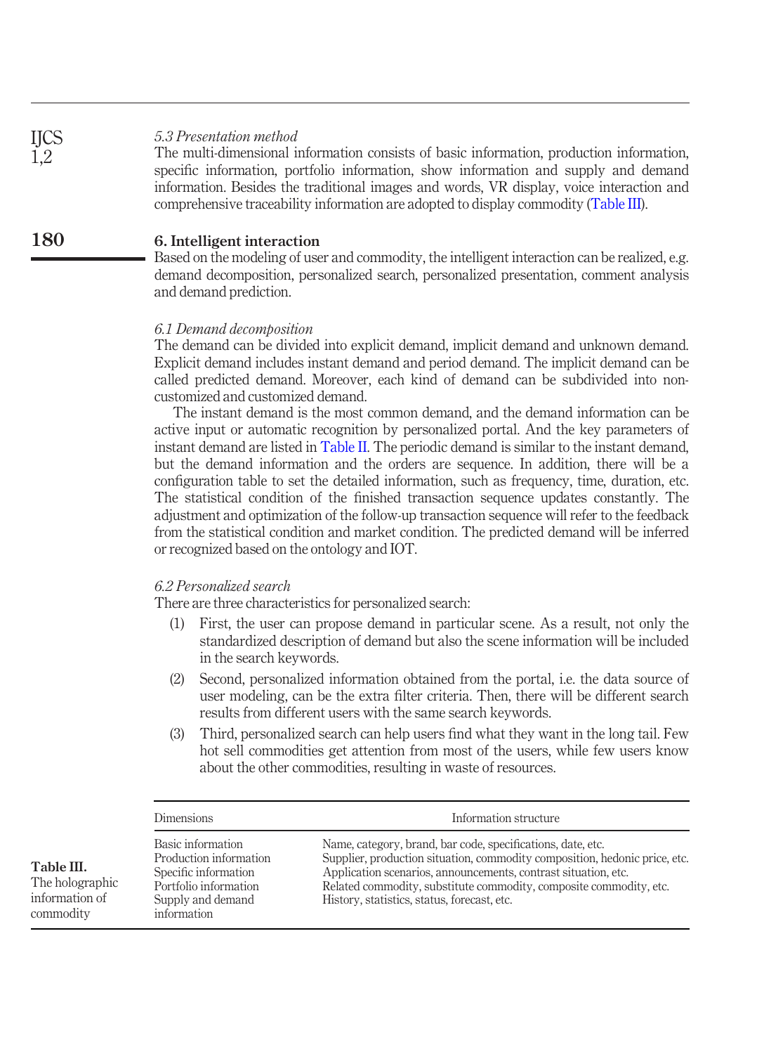### 5.3 Presentation method

The multi-dimensional information consists of basic information, production information, specific information, portfolio information, show information and supply and demand information. Besides the traditional images and words, VR display, voice interaction and comprehensive traceability information are adopted to display commodity (Table III).

## 6. Intelligent interaction

Based on the modeling of user and commodity, the intelligent interaction can be realized, e.g. demand decomposition, personalized search, personalized presentation, comment analysis and demand prediction.

### 6.1 Demand decomposition

The demand can be divided into explicit demand, implicit demand and unknown demand. Explicit demand includes instant demand and period demand. The implicit demand can be called predicted demand. Moreover, each kind of demand can be subdivided into non-customized and customized demand.

The instant demand is the most common demand, and the demand information can be active input or automatic recognition by personalized portal. And the key parameters of instant demand are listed in Table II. The periodic demand is similar to the instant demand, but the demand information and the orders are sequence. In addition, there will be a configuration table to set the detailed information, such as frequency, time, duration, etc. The statistical condition of the finished transaction sequence updates constantly. The adjustment and optimization of the follow-up transaction sequence will refer to the feedback from the statistical condition and market condition. The predicted demand will be inferred or recognized based on the ontology and IOT.

### 6.2 Personalized search

There are three characteristics for personalized search:

1. First, the user can propose demand in particular scene. As a result, not only the standardized description of demand but also the scene information will be included in the search keywords.
2. Second, personalized information obtained from the portal, i.e. the data source of user modeling, can be the extra filter criteria. Then, there will be different search results from different users with the same search keywords.
3. Third, personalized search can help users find what they want in the long tail. Few hot sell commodities get attention from most of the users, while few users know about the other commodities, resulting in waste of resources.

**Table III.** The holographic information of commodity

| Dimensions | Information structure |
|---|---|
| Basic information | Name, category, brand, bar code, specifications, date, etc. |
| Production information | Supplier, production situation, commodity composition, hedonic price, etc. |
| Specific information | Application scenarios, announcements, contrast situation, etc. |
| Portfolio information | Related commodity, substitute commodity, composite commodity, etc. |
| Supply and demand information | History, statistics, status, forecast, etc. |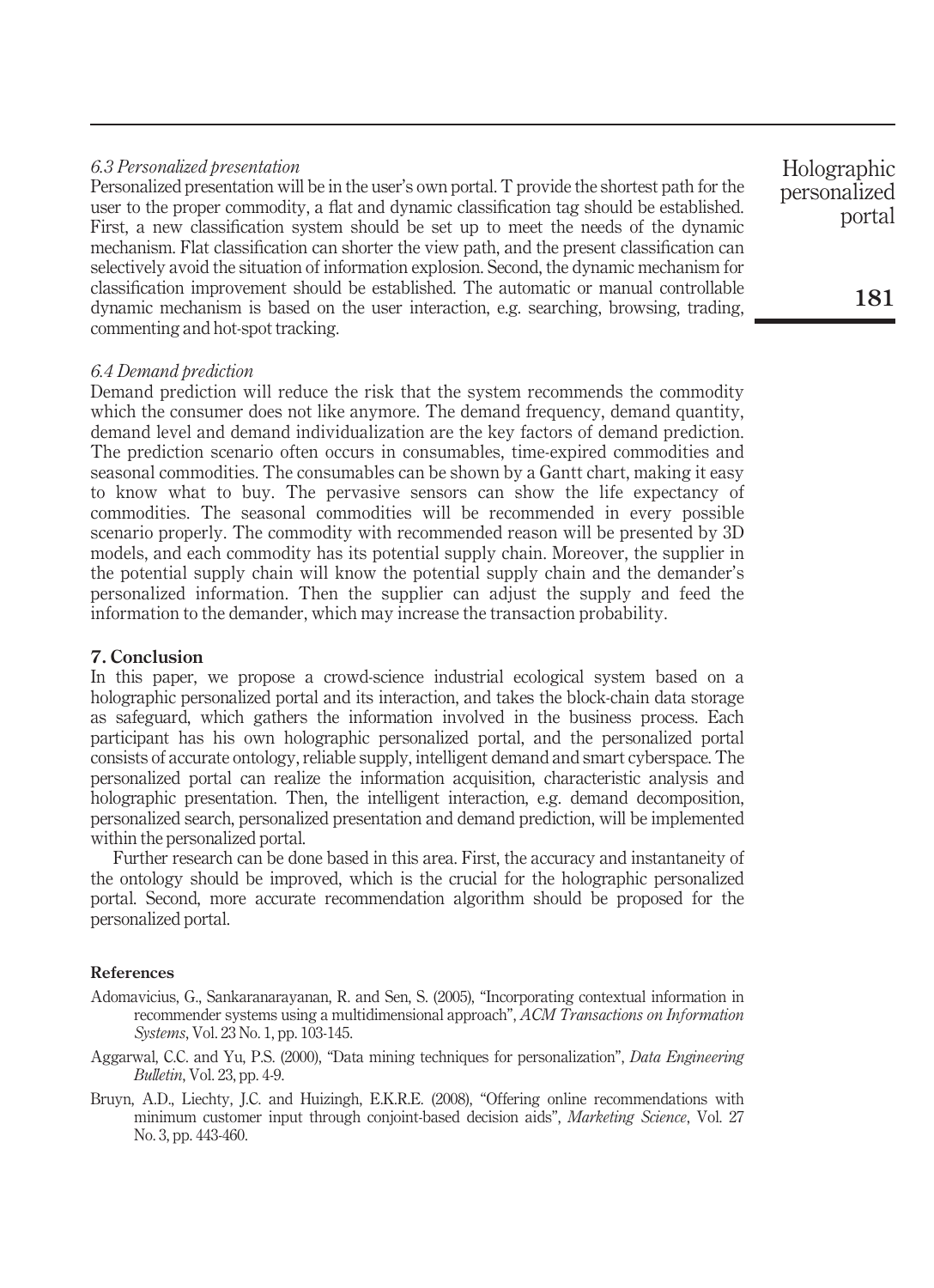*6.3 Personalized presentation*

Personalized presentation will be in the user's own portal. T provide the shortest path for the user to the proper commodity, a flat and dynamic classification tag should be established. First, a new classification system should be set up to meet the needs of the dynamic mechanism. Flat classification can shorter the view path, and the present classification can selectively avoid the situation of information explosion. Second, the dynamic mechanism for classification improvement should be established. The automatic or manual controllable dynamic mechanism is based on the user interaction, e.g. searching, browsing, trading, commenting and hot-spot tracking.

*6.4 Demand prediction*

Demand prediction will reduce the risk that the system recommends the commodity which the consumer does not like anymore. The demand frequency, demand quantity, demand level and demand individualization are the key factors of demand prediction. The prediction scenario often occurs in consumables, time-expired commodities and seasonal commodities. The consumables can be shown by a Gantt chart, making it easy to know what to buy. The pervasive sensors can show the life expectancy of commodities. The seasonal commodities will be recommended in every possible scenario properly. The commodity with recommended reason will be presented by 3D models, and each commodity has its potential supply chain. Moreover, the supplier in the potential supply chain will know the potential supply chain and the demander's personalized information. Then the supplier can adjust the supply and feed the information to the demander, which may increase the transaction probability.

## 7. Conclusion

In this paper, we propose a crowd-science industrial ecological system based on a holographic personalized portal and its interaction, and takes the block-chain data storage as safeguard, which gathers the information involved in the business process. Each participant has his own holographic personalized portal, and the personalized portal consists of accurate ontology, reliable supply, intelligent demand and smart cyberspace. The personalized portal can realize the information acquisition, characteristic analysis and holographic presentation. Then, the intelligent interaction, e.g. demand decomposition, personalized search, personalized presentation and demand prediction, will be implemented within the personalized portal.

Further research can be done based in this area. First, the accuracy and instantaneity of the ontology should be improved, which is the crucial for the holographic personalized portal. Second, more accurate recommendation algorithm should be proposed for the personalized portal.

## References

Adomavicius, G., Sankaranarayanan, R. and Sen, S. (2005), "Incorporating contextual information in recommender systems using a multidimensional approach", *ACM Transactions on Information Systems*, Vol. 23 No. 1, pp. 103-145.

Aggarwal, C.C. and Yu, P.S. (2000), "Data mining techniques for personalization", *Data Engineering Bulletin*, Vol. 23, pp. 4-9.

Bruyn, A.D., Liechty, J.C. and Huizingh, E.K.R.E. (2008), "Offering online recommendations with minimum customer input through conjoint-based decision aids", *Marketing Science*, Vol. 27 No. 3, pp. 443-460.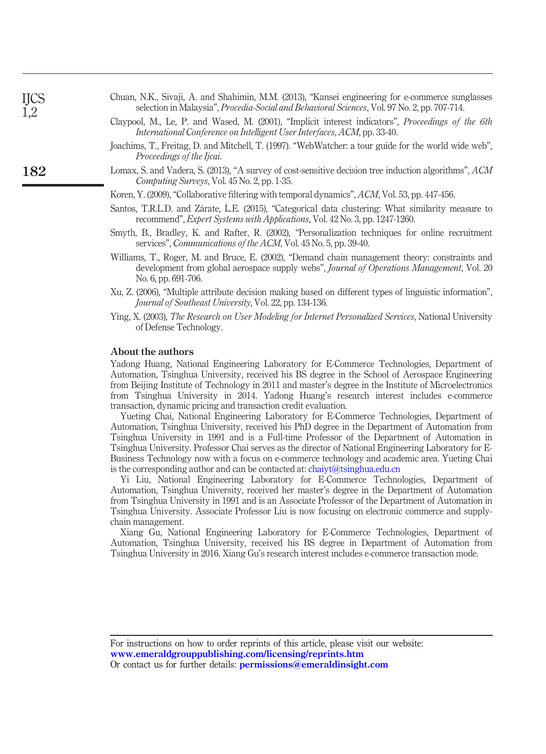Chuan, N.K., Sivaji, A. and Shahimin, M.M. (2013), "Kansei engineering for e-commerce sunglasses selection in Malaysia", *Procedia-Social and Behavioral Sciences*, Vol. 97 No. 2, pp. 707-714.

Claypool, M., Le, P. and Wased, M. (2001), "Implicit interest indicators", *Proceedings of the 6th International Conference on Intelligent User Interfaces, ACM*, pp. 33-40.

Joachims, T., Freitag, D. and Mitchell, T. (1997). "WebWatcher: a tour guide for the world wide web", *Proceedings of the Ijcai*.

Lomax, S. and Vadera, S. (2013), "A survey of cost-sensitive decision tree induction algorithms", *ACM Computing Surveys*, Vol. 45 No. 2, pp. 1-35.

Koren, Y. (2009), "Collaborative filtering with temporal dynamics", *ACM*, Vol. 53, pp. 447-456.

Santos, T.R.L.D. and Zárate, L.E. (2015), "Categorical data clustering: What similarity measure to recommend", *Expert Systems with Applications*, Vol. 42 No. 3, pp. 1247-1260.

Smyth, B., Bradley, K. and Rafter, R. (2002), "Personalization techniques for online recruitment services", *Communications of the ACM*, Vol. 45 No. 5, pp. 39-40.

Williams, T., Roger, M. and Bruce, E. (2002), "Demand chain management theory: constraints and development from global aerospace supply webs", *Journal of Operations Management*, Vol. 20 No. 6, pp. 691-706.

Xu, Z. (2006), "Multiple attribute decision making based on different types of linguistic information", *Journal of Southeast University*, Vol. 22, pp. 134-136.

Ying, X. (2003), *The Research on User Modeling for Internet Personalized Services*, National University of Defense Technology.

## About the authors

Yadong Huang, National Engineering Laboratory for E-Commerce Technologies, Department of Automation, Tsinghua University, received his BS degree in the School of Aerospace Engineering from Beijing Institute of Technology in 2011 and master's degree in the Institute of Microelectronics from Tsinghua University in 2014. Yadong Huang's research interest includes e-commerce transaction, dynamic pricing and transaction credit evaluation.

Yueting Chai, National Engineering Laboratory for E-Commerce Technologies, Department of Automation, Tsinghua University, received his PhD degree in the Department of Automation from Tsinghua University in 1991 and is a Full-time Professor of the Department of Automation in Tsinghua University. Professor Chai serves as the director of National Engineering Laboratory for E-Business Technology now with a focus on e-commerce technology and academic area. Yueting Chai is the corresponding author and can be contacted at: chaiyt@tsinghua.edu.cn

Yi Liu, National Engineering Laboratory for E-Commerce Technologies, Department of Automation, Tsinghua University, received her master's degree in the Department of Automation from Tsinghua University in 1991 and is an Associate Professor of the Department of Automation in Tsinghua University. Associate Professor Liu is now focusing on electronic commerce and supply-chain management.

Xiang Gu, National Engineering Laboratory for E-Commerce Technologies, Department of Automation, Tsinghua University, received his BS degree in Department of Automation from Tsinghua University in 2016. Xiang Gu's research interest includes e-commerce transaction mode.

For instructions on how to order reprints of this article, please visit our website:
**www.emeraldgrouppublishing.com/licensing/reprints.htm**
Or contact us for further details: **permissions@emeraldinsight.com**